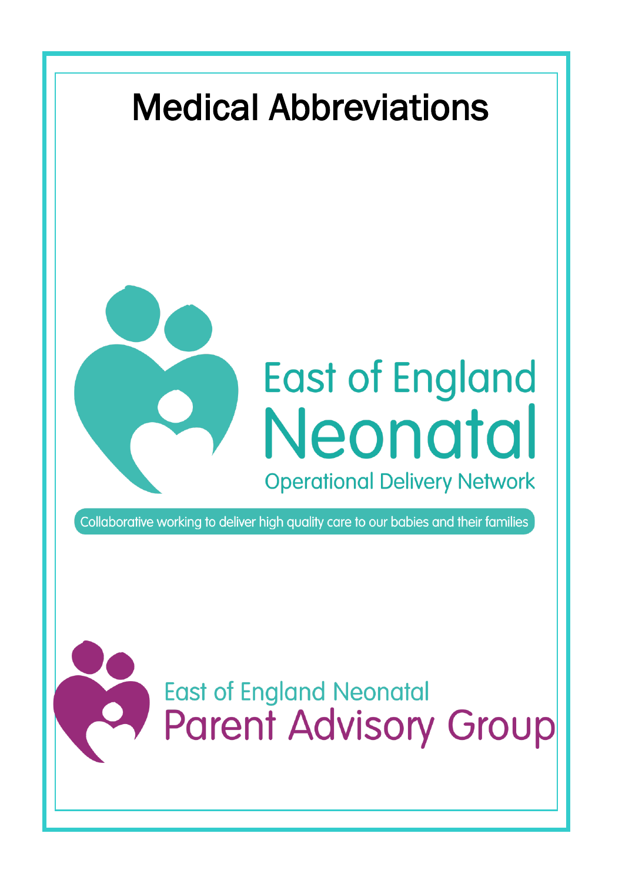# Medical Abbreviations

East of England Neonatal Operational Delivery Network

Collaborative working to deliver high quality care to our babies and their families

East of England Neonatal Parent Advisory Group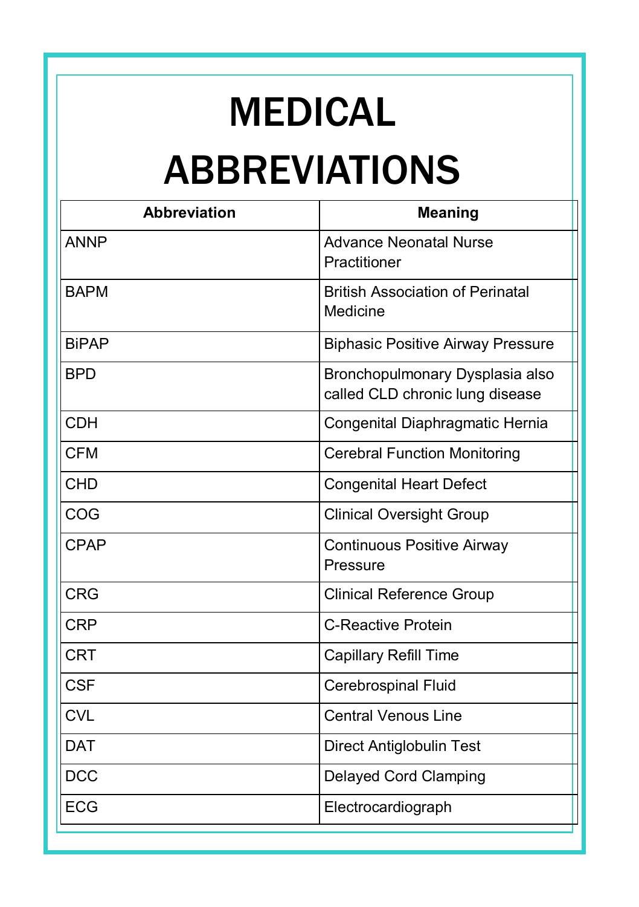# MEDICAL ABBREVIATIONS

| Abbreviation | Meaning |
| --- | --- |
| ANNP | Advance Neonatal Nurse Practitioner |
| BAPM | British Association of Perinatal Medicine |
| BiPAP | Biphasic Positive Airway Pressure |
| BPD | Bronchopulmonary Dysplasia also called CLD chronic lung disease |
| CDH | Congenital Diaphragmatic Hernia |
| CFM | Cerebral Function Monitoring |
| CHD | Congenital Heart Defect |
| COG | Clinical Oversight Group |
| CPAP | Continuous Positive Airway Pressure |
| CRG | Clinical Reference Group |
| CRP | C-Reactive Protein |
| CRT | Capillary Refill Time |
| CSF | Cerebrospinal Fluid |
| CVL | Central Venous Line |
| DAT | Direct Antiglobulin Test |
| DCC | Delayed Cord Clamping |
| ECG | Electrocardiograph |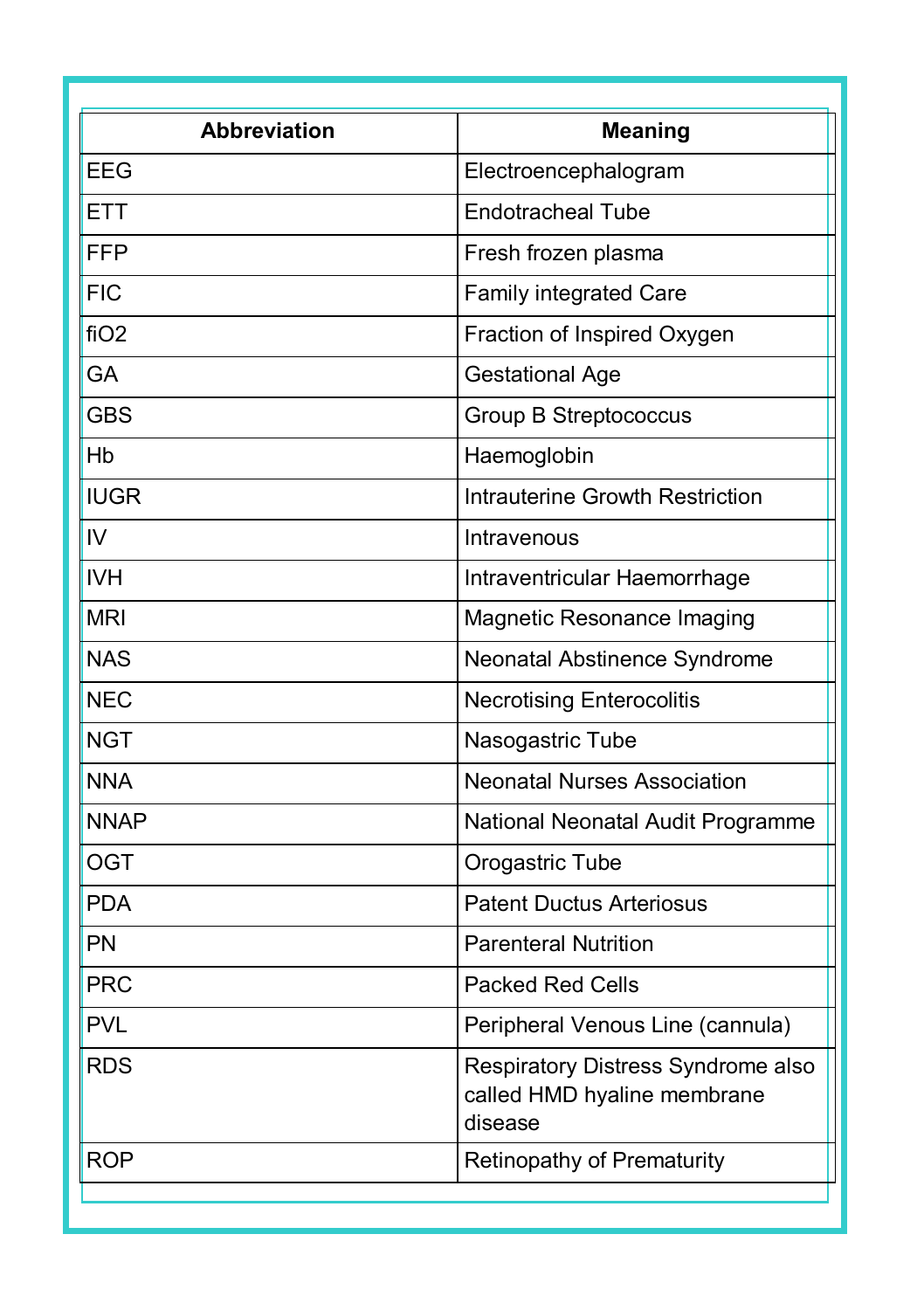| Abbreviation | Meaning |
| --- | --- |
| EEG | Electroencephalogram |
| ETT | Endotracheal Tube |
| FFP | Fresh frozen plasma |
| FIC | Family integrated Care |
| fiO2 | Fraction of Inspired Oxygen |
| GA | Gestational Age |
| GBS | Group B Streptococcus |
| Hb | Haemoglobin |
| IUGR | Intrauterine Growth Restriction |
| IV | Intravenous |
| IVH | Intraventricular Haemorrhage |
| MRI | Magnetic Resonance Imaging |
| NAS | Neonatal Abstinence Syndrome |
| NEC | Necrotising Enterocolitis |
| NGT | Nasogastric Tube |
| NNA | Neonatal Nurses Association |
| NNAP | National Neonatal Audit Programme |
| OGT | Orogastric Tube |
| PDA | Patent Ductus Arteriosus |
| PN | Parenteral Nutrition |
| PRC | Packed Red Cells |
| PVL | Peripheral Venous Line (cannula) |
| RDS | Respiratory Distress Syndrome also called HMD hyaline membrane disease |
| ROP | Retinopathy of Prematurity |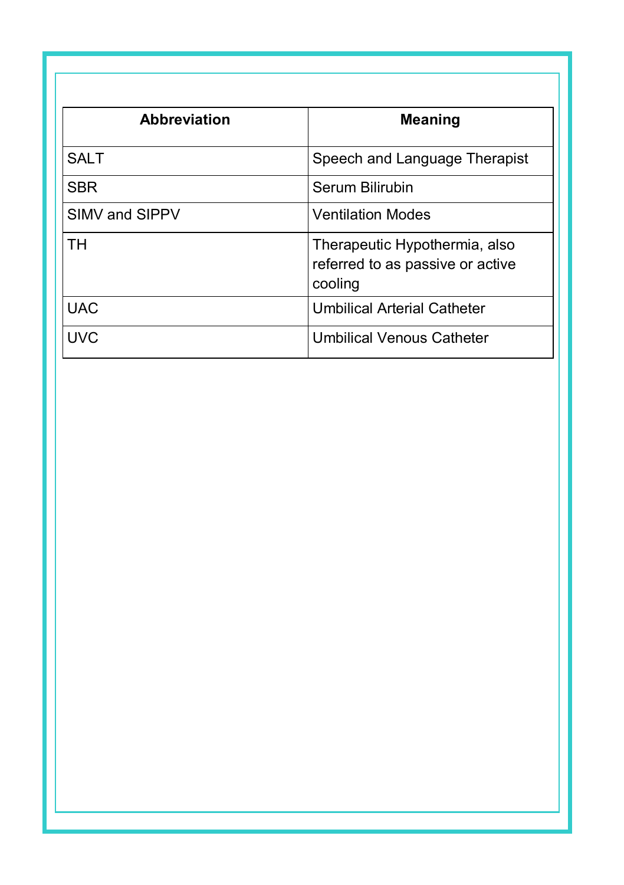| Abbreviation | Meaning |
|---|---|
| SALT | Speech and Language Therapist |
| SBR | Serum Bilirubin |
| SIMV and SIPPV | Ventilation Modes |
| TH | Therapeutic Hypothermia, also referred to as passive or active cooling |
| UAC | Umbilical Arterial Catheter |
| UVC | Umbilical Venous Catheter |